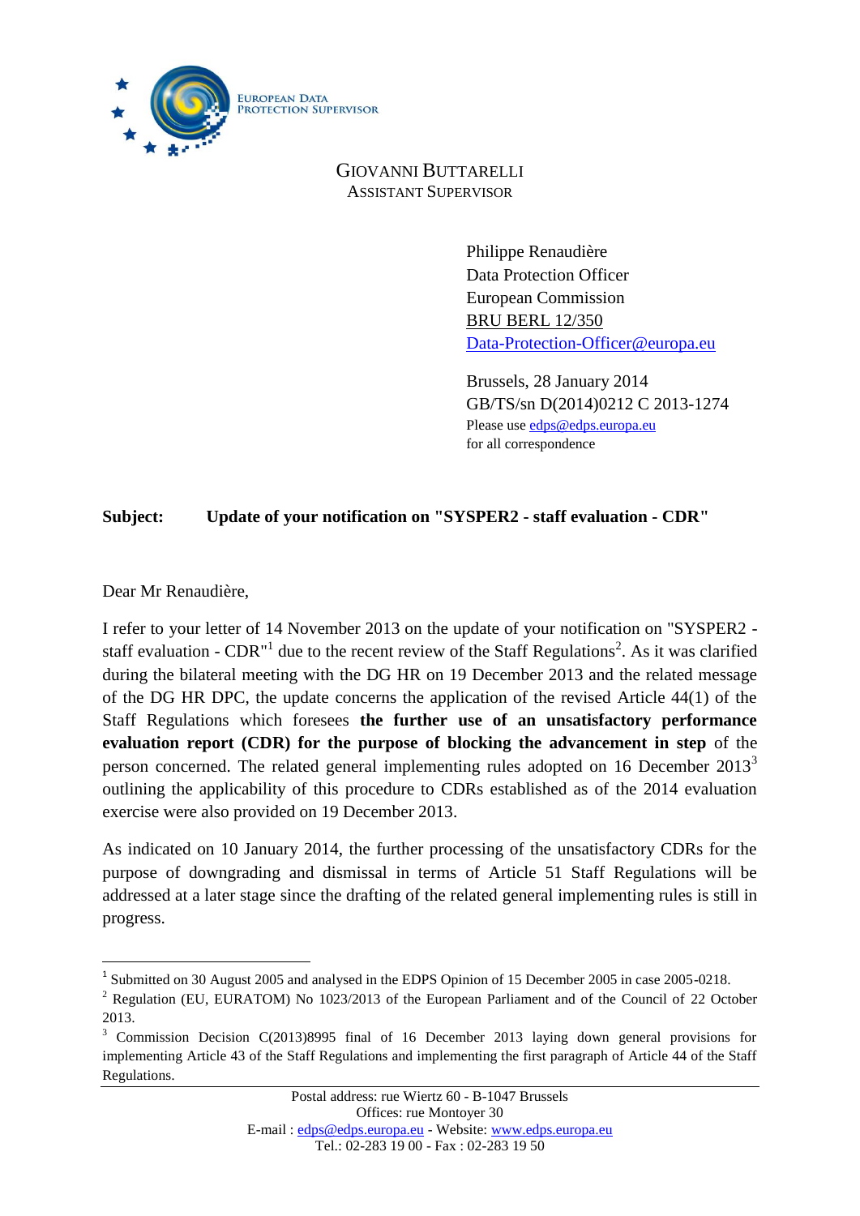EUROPEAN DATA PROTECTION SUPERVISOR

GIOVANNI BUTTARELLI
ASSISTANT SUPERVISOR

Philippe Renaudière
Data Protection Officer
European Commission
BRU BERL 12/350
Data-Protection-Officer@europa.eu

Brussels, 28 January 2014
GB/TS/sn D(2014)0212 C 2013-1274
Please use edps@edps.europa.eu
for all correspondence

**Subject: Update of your notification on "SYSPER2 - staff evaluation - CDR"**

Dear Mr Renaudière,

I refer to your letter of 14 November 2013 on the update of your notification on "SYSPER2 - staff evaluation - CDR"[1] due to the recent review of the Staff Regulations[2]. As it was clarified during the bilateral meeting with the DG HR on 19 December 2013 and the related message of the DG HR DPC, the update concerns the application of the revised Article 44(1) of the Staff Regulations which foresees **the further use of an unsatisfactory performance evaluation report (CDR) for the purpose of blocking the advancement in step** of the person concerned. The related general implementing rules adopted on 16 December 2013[3] outlining the applicability of this procedure to CDRs established as of the 2014 evaluation exercise were also provided on 19 December 2013.

As indicated on 10 January 2014, the further processing of the unsatisfactory CDRs for the purpose of downgrading and dismissal in terms of Article 51 Staff Regulations will be addressed at a later stage since the drafting of the related general implementing rules is still in progress.

---

[1] Submitted on 30 August 2005 and analysed in the EDPS Opinion of 15 December 2005 in case 2005-0218.

[2] Regulation (EU, EURATOM) No 1023/2013 of the European Parliament and of the Council of 22 October 2013.

[3] Commission Decision C(2013)8995 final of 16 December 2013 laying down general provisions for implementing Article 43 of the Staff Regulations and implementing the first paragraph of Article 44 of the Staff Regulations.

Postal address: rue Wiertz 60 - B-1047 Brussels
Offices: rue Montoyer 30
E-mail : edps@edps.europa.eu - Website: www.edps.europa.eu
Tel.: 02-283 19 00 - Fax : 02-283 19 50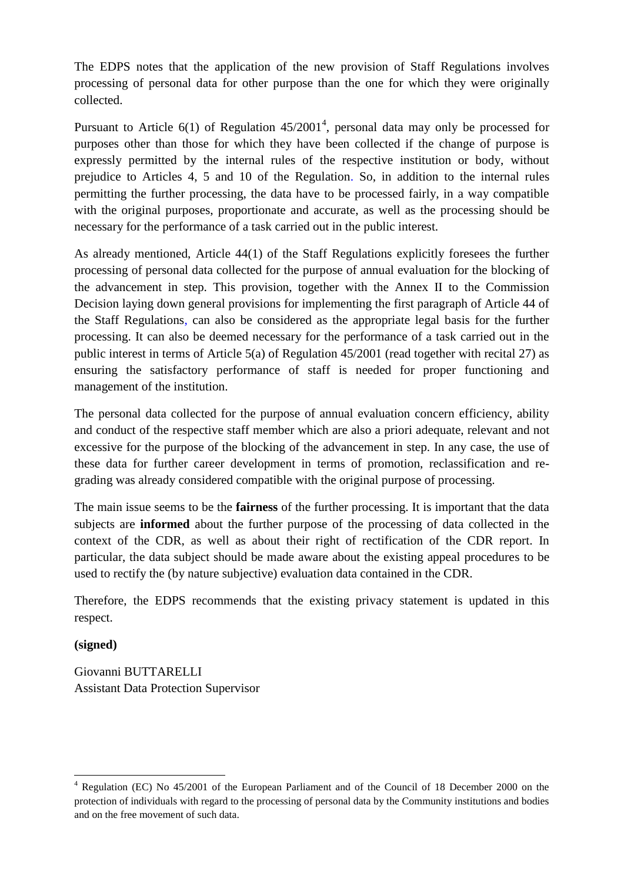The EDPS notes that the application of the new provision of Staff Regulations involves processing of personal data for other purpose than the one for which they were originally collected.

Pursuant to Article 6(1) of Regulation 45/2001[4], personal data may only be processed for purposes other than those for which they have been collected if the change of purpose is expressly permitted by the internal rules of the respective institution or body, without prejudice to Articles 4, 5 and 10 of the Regulation. So, in addition to the internal rules permitting the further processing, the data have to be processed fairly, in a way compatible with the original purposes, proportionate and accurate, as well as the processing should be necessary for the performance of a task carried out in the public interest.

As already mentioned, Article 44(1) of the Staff Regulations explicitly foresees the further processing of personal data collected for the purpose of annual evaluation for the blocking of the advancement in step. This provision, together with the Annex II to the Commission Decision laying down general provisions for implementing the first paragraph of Article 44 of the Staff Regulations, can also be considered as the appropriate legal basis for the further processing. It can also be deemed necessary for the performance of a task carried out in the public interest in terms of Article 5(a) of Regulation 45/2001 (read together with recital 27) as ensuring the satisfactory performance of staff is needed for proper functioning and management of the institution.

The personal data collected for the purpose of annual evaluation concern efficiency, ability and conduct of the respective staff member which are also a priori adequate, relevant and not excessive for the purpose of the blocking of the advancement in step. In any case, the use of these data for further career development in terms of promotion, reclassification and re-grading was already considered compatible with the original purpose of processing.

The main issue seems to be the **fairness** of the further processing. It is important that the data subjects are **informed** about the further purpose of the processing of data collected in the context of the CDR, as well as about their right of rectification of the CDR report. In particular, the data subject should be made aware about the existing appeal procedures to be used to rectify the (by nature subjective) evaluation data contained in the CDR.

Therefore, the EDPS recommends that the existing privacy statement is updated in this respect.

**(signed)**

Giovanni BUTTARELLI
Assistant Data Protection Supervisor

[4] Regulation (EC) No 45/2001 of the European Parliament and of the Council of 18 December 2000 on the protection of individuals with regard to the processing of personal data by the Community institutions and bodies and on the free movement of such data.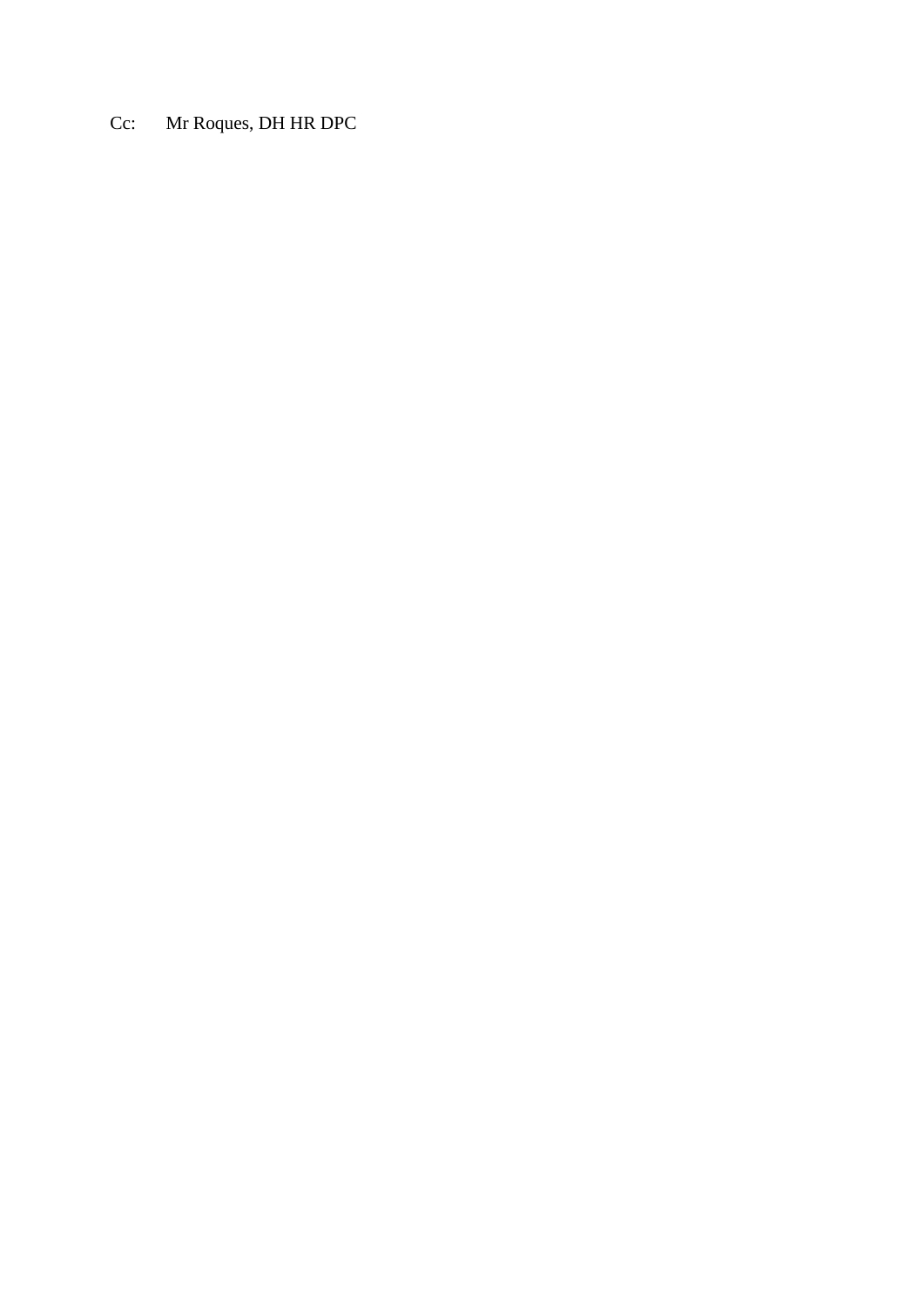Cc: Mr Roques, DH HR DPC